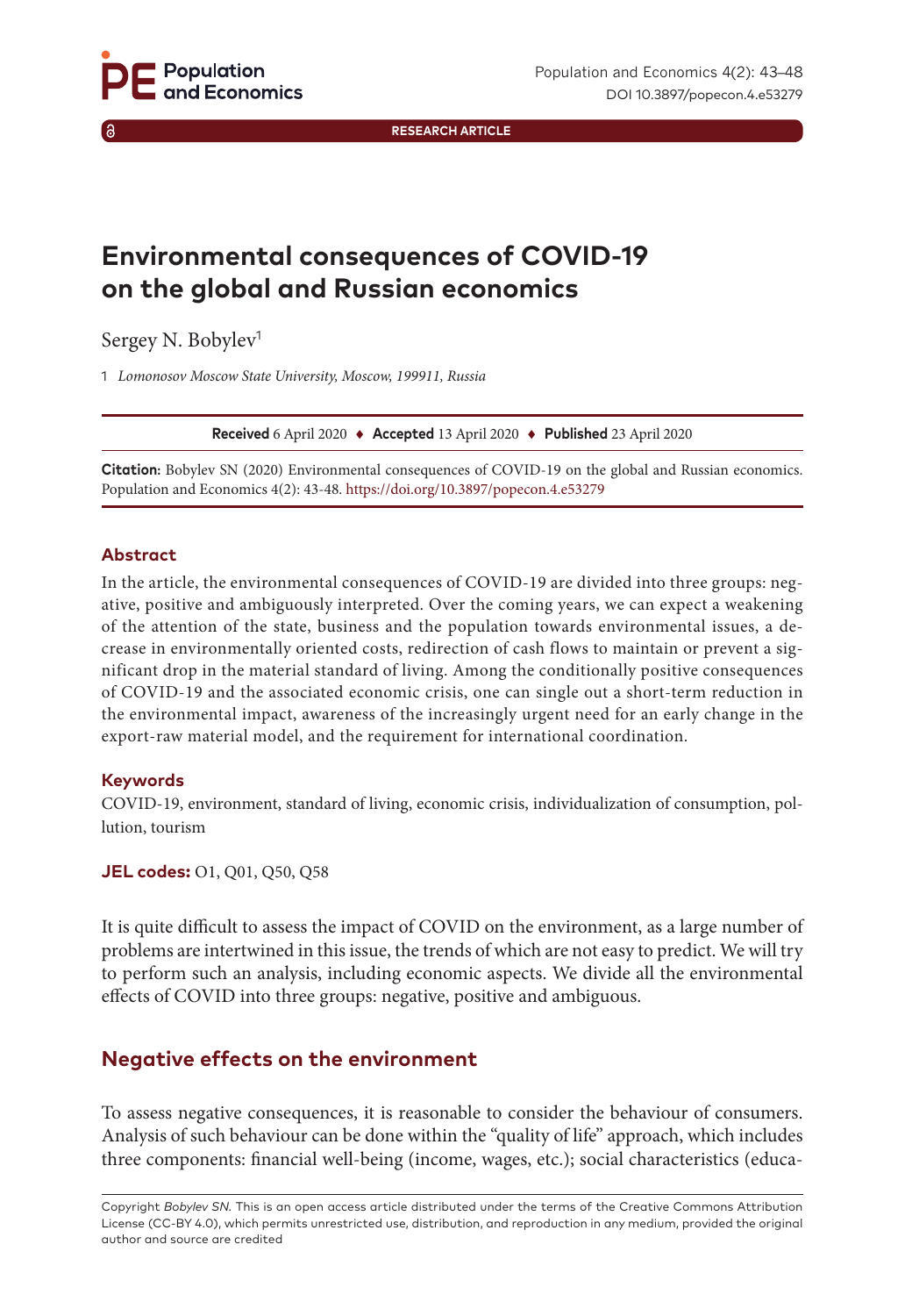RESEARCH ARTICLE

# Environmental consequences of COVID-19 on the global and Russian economics

Sergey N. Bobylev[1]

1 *Lomonosov Moscow State University, Moscow, 199911, Russia*

**Received** 6 April 2020 ♦ **Accepted** 13 April 2020 ♦ **Published** 23 April 2020

**Citation:** Bobylev SN (2020) Environmental consequences of COVID-19 on the global and Russian economics. Population and Economics 4(2): 43-48. https://doi.org/10.3897/popecon.4.e53279

### Abstract

In the article, the environmental consequences of COVID-19 are divided into three groups: negative, positive and ambiguously interpreted. Over the coming years, we can expect a weakening of the attention of the state, business and the population towards environmental issues, a decrease in environmentally oriented costs, redirection of cash flows to maintain or prevent a significant drop in the material standard of living. Among the conditionally positive consequences of COVID-19 and the associated economic crisis, one can single out a short-term reduction in the environmental impact, awareness of the increasingly urgent need for an early change in the export-raw material model, and the requirement for international coordination.

### Keywords

COVID-19, environment, standard of living, economic crisis, individualization of consumption, pollution, tourism

**JEL codes:** O1, Q01, Q50, Q58

It is quite difficult to assess the impact of COVID on the environment, as a large number of problems are intertwined in this issue, the trends of which are not easy to predict. We will try to perform such an analysis, including economic aspects. We divide all the environmental effects of COVID into three groups: negative, positive and ambiguous.

## Negative effects on the environment

To assess negative consequences, it is reasonable to consider the behaviour of consumers. Analysis of such behaviour can be done within the "quality of life" approach, which includes three components: financial well-being (income, wages, etc.); social characteristics (educa-

Copyright *Bobylev SN.* This is an open access article distributed under the terms of the Creative Commons Attribution License (CC-BY 4.0), which permits unrestricted use, distribution, and reproduction in any medium, provided the original author and source are credited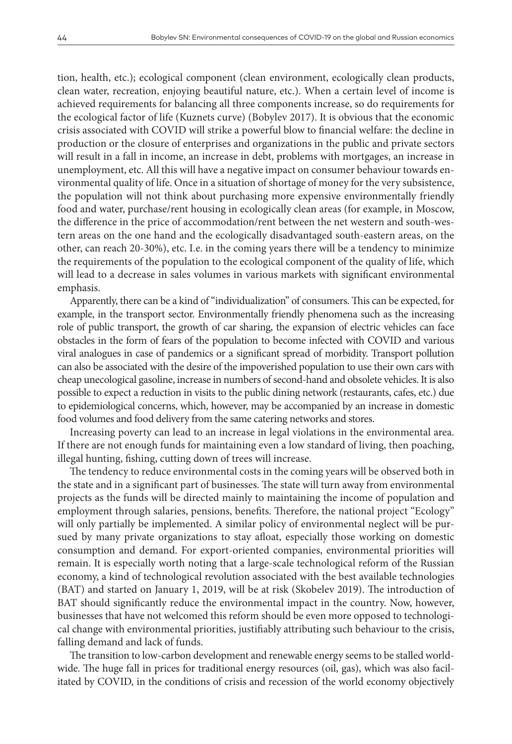tion, health, etc.); ecological component (clean environment, ecologically clean products, clean water, recreation, enjoying beautiful nature, etc.). When a certain level of income is achieved requirements for balancing all three components increase, so do requirements for the ecological factor of life (Kuznets curve) (Bobylev 2017). It is obvious that the economic crisis associated with COVID will strike a powerful blow to financial welfare: the decline in production or the closure of enterprises and organizations in the public and private sectors will result in a fall in income, an increase in debt, problems with mortgages, an increase in unemployment, etc. All this will have a negative impact on consumer behaviour towards environmental quality of life. Once in a situation of shortage of money for the very subsistence, the population will not think about purchasing more expensive environmentally friendly food and water, purchase/rent housing in ecologically clean areas (for example, in Moscow, the difference in the price of accommodation/rent between the net western and south-western areas on the one hand and the ecologically disadvantaged south-eastern areas, on the other, can reach 20-30%), etc. I.e. in the coming years there will be a tendency to minimize the requirements of the population to the ecological component of the quality of life, which will lead to a decrease in sales volumes in various markets with significant environmental emphasis.

Apparently, there can be a kind of "individualization" of consumers. This can be expected, for example, in the transport sector. Environmentally friendly phenomena such as the increasing role of public transport, the growth of car sharing, the expansion of electric vehicles can face obstacles in the form of fears of the population to become infected with COVID and various viral analogues in case of pandemics or a significant spread of morbidity. Transport pollution can also be associated with the desire of the impoverished population to use their own cars with cheap unecological gasoline, increase in numbers of second-hand and obsolete vehicles. It is also possible to expect a reduction in visits to the public dining network (restaurants, cafes, etc.) due to epidemiological concerns, which, however, may be accompanied by an increase in domestic food volumes and food delivery from the same catering networks and stores.

Increasing poverty can lead to an increase in legal violations in the environmental area. If there are not enough funds for maintaining even a low standard of living, then poaching, illegal hunting, fishing, cutting down of trees will increase.

The tendency to reduce environmental costs in the coming years will be observed both in the state and in a significant part of businesses. The state will turn away from environmental projects as the funds will be directed mainly to maintaining the income of population and employment through salaries, pensions, benefits. Therefore, the national project "Ecology" will only partially be implemented. A similar policy of environmental neglect will be pursued by many private organizations to stay afloat, especially those working on domestic consumption and demand. For export-oriented companies, environmental priorities will remain. It is especially worth noting that a large-scale technological reform of the Russian economy, a kind of technological revolution associated with the best available technologies (BAT) and started on January 1, 2019, will be at risk (Skobelev 2019). The introduction of BAT should significantly reduce the environmental impact in the country. Now, however, businesses that have not welcomed this reform should be even more opposed to technological change with environmental priorities, justifiably attributing such behaviour to the crisis, falling demand and lack of funds.

The transition to low-carbon development and renewable energy seems to be stalled worldwide. The huge fall in prices for traditional energy resources (oil, gas), which was also facilitated by COVID, in the conditions of crisis and recession of the world economy objectively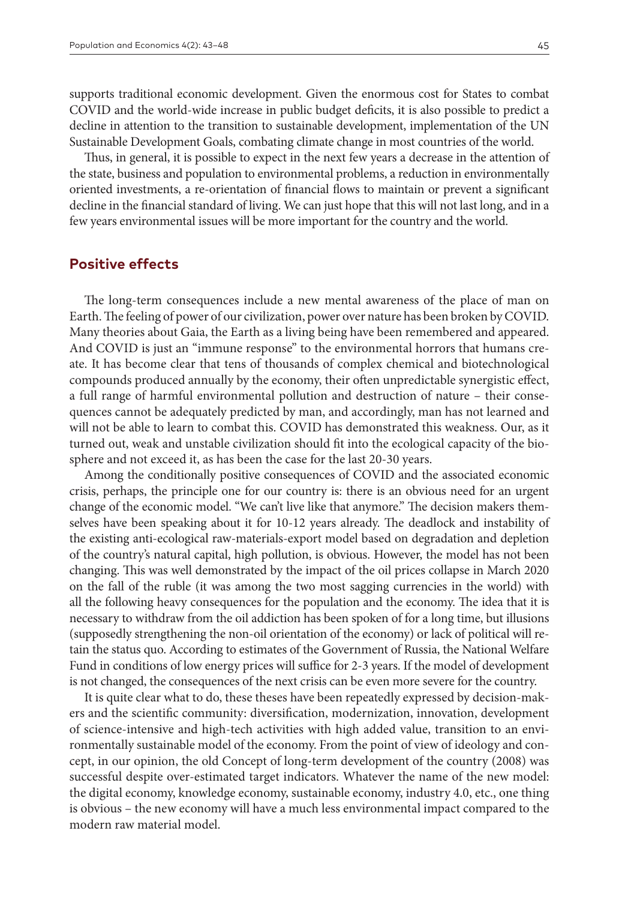supports traditional economic development. Given the enormous cost for States to combat COVID and the world-wide increase in public budget deficits, it is also possible to predict a decline in attention to the transition to sustainable development, implementation of the UN Sustainable Development Goals, combating climate change in most countries of the world.

Thus, in general, it is possible to expect in the next few years a decrease in the attention of the state, business and population to environmental problems, a reduction in environmentally oriented investments, a re-orientation of financial flows to maintain or prevent a significant decline in the financial standard of living. We can just hope that this will not last long, and in a few years environmental issues will be more important for the country and the world.

## Positive effects

The long-term consequences include a new mental awareness of the place of man on Earth. The feeling of power of our civilization, power over nature has been broken by COVID. Many theories about Gaia, the Earth as a living being have been remembered and appeared. And COVID is just an "immune response" to the environmental horrors that humans create. It has become clear that tens of thousands of complex chemical and biotechnological compounds produced annually by the economy, their often unpredictable synergistic effect, a full range of harmful environmental pollution and destruction of nature – their consequences cannot be adequately predicted by man, and accordingly, man has not learned and will not be able to learn to combat this. COVID has demonstrated this weakness. Our, as it turned out, weak and unstable civilization should fit into the ecological capacity of the biosphere and not exceed it, as has been the case for the last 20-30 years.

Among the conditionally positive consequences of COVID and the associated economic crisis, perhaps, the principle one for our country is: there is an obvious need for an urgent change of the economic model. "We can't live like that anymore." The decision makers themselves have been speaking about it for 10-12 years already. The deadlock and instability of the existing anti-ecological raw-materials-export model based on degradation and depletion of the country's natural capital, high pollution, is obvious. However, the model has not been changing. This was well demonstrated by the impact of the oil prices collapse in March 2020 on the fall of the ruble (it was among the two most sagging currencies in the world) with all the following heavy consequences for the population and the economy. The idea that it is necessary to withdraw from the oil addiction has been spoken of for a long time, but illusions (supposedly strengthening the non-oil orientation of the economy) or lack of political will retain the status quo. According to estimates of the Government of Russia, the National Welfare Fund in conditions of low energy prices will suffice for 2-3 years. If the model of development is not changed, the consequences of the next crisis can be even more severe for the country.

It is quite clear what to do, these theses have been repeatedly expressed by decision-makers and the scientific community: diversification, modernization, innovation, development of science-intensive and high-tech activities with high added value, transition to an environmentally sustainable model of the economy. From the point of view of ideology and concept, in our opinion, the old Concept of long-term development of the country (2008) was successful despite over-estimated target indicators. Whatever the name of the new model: the digital economy, knowledge economy, sustainable economy, industry 4.0, etc., one thing is obvious – the new economy will have a much less environmental impact compared to the modern raw material model.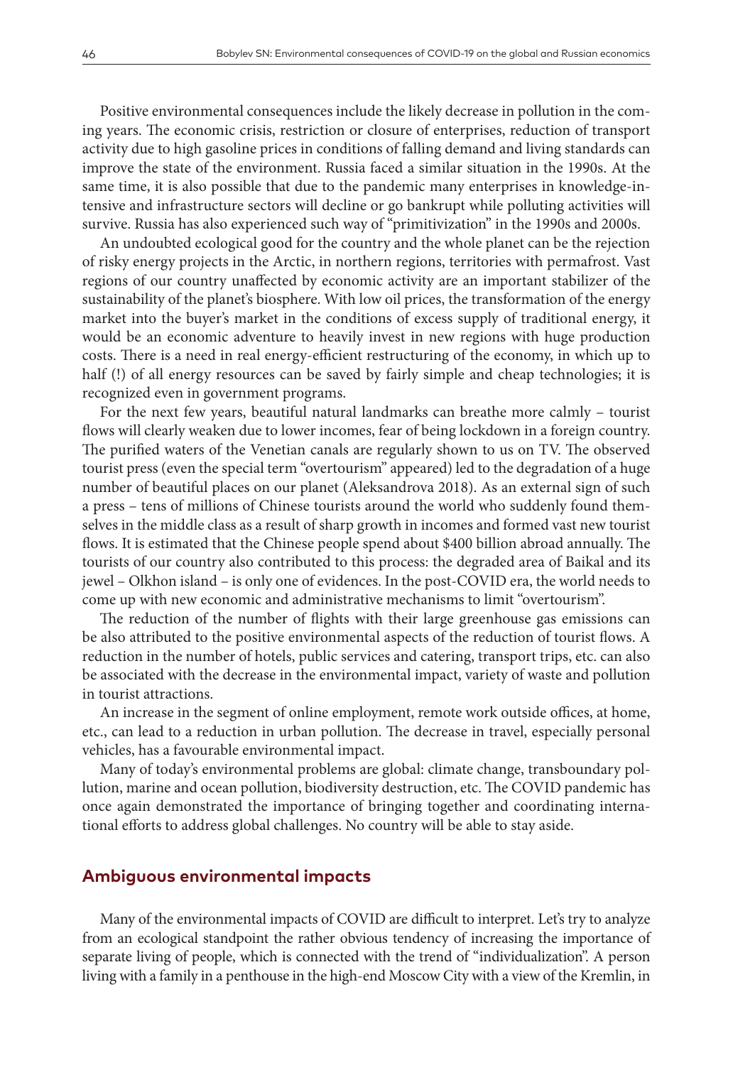Positive environmental consequences include the likely decrease in pollution in the coming years. The economic crisis, restriction or closure of enterprises, reduction of transport activity due to high gasoline prices in conditions of falling demand and living standards can improve the state of the environment. Russia faced a similar situation in the 1990s. At the same time, it is also possible that due to the pandemic many enterprises in knowledge-intensive and infrastructure sectors will decline or go bankrupt while polluting activities will survive. Russia has also experienced such way of "primitivization" in the 1990s and 2000s.

An undoubted ecological good for the country and the whole planet can be the rejection of risky energy projects in the Arctic, in northern regions, territories with permafrost. Vast regions of our country unaffected by economic activity are an important stabilizer of the sustainability of the planet's biosphere. With low oil prices, the transformation of the energy market into the buyer's market in the conditions of excess supply of traditional energy, it would be an economic adventure to heavily invest in new regions with huge production costs. There is a need in real energy-efficient restructuring of the economy, in which up to half (!) of all energy resources can be saved by fairly simple and cheap technologies; it is recognized even in government programs.

For the next few years, beautiful natural landmarks can breathe more calmly – tourist flows will clearly weaken due to lower incomes, fear of being lockdown in a foreign country. The purified waters of the Venetian canals are regularly shown to us on TV. The observed tourist press (even the special term "overtourism" appeared) led to the degradation of a huge number of beautiful places on our planet (Aleksandrova 2018). As an external sign of such a press – tens of millions of Chinese tourists around the world who suddenly found themselves in the middle class as a result of sharp growth in incomes and formed vast new tourist flows. It is estimated that the Chinese people spend about $400 billion abroad annually. The tourists of our country also contributed to this process: the degraded area of Baikal and its jewel – Olkhon island – is only one of evidences. In the post-COVID era, the world needs to come up with new economic and administrative mechanisms to limit "overtourism".

The reduction of the number of flights with their large greenhouse gas emissions can be also attributed to the positive environmental aspects of the reduction of tourist flows. A reduction in the number of hotels, public services and catering, transport trips, etc. can also be associated with the decrease in the environmental impact, variety of waste and pollution in tourist attractions.

An increase in the segment of online employment, remote work outside offices, at home, etc., can lead to a reduction in urban pollution. The decrease in travel, especially personal vehicles, has a favourable environmental impact.

Many of today's environmental problems are global: climate change, transboundary pollution, marine and ocean pollution, biodiversity destruction, etc. The COVID pandemic has once again demonstrated the importance of bringing together and coordinating international efforts to address global challenges. No country will be able to stay aside.

## Ambiguous environmental impacts

Many of the environmental impacts of COVID are difficult to interpret. Let's try to analyze from an ecological standpoint the rather obvious tendency of increasing the importance of separate living of people, which is connected with the trend of "individualization". A person living with a family in a penthouse in the high-end Moscow City with a view of the Kremlin, in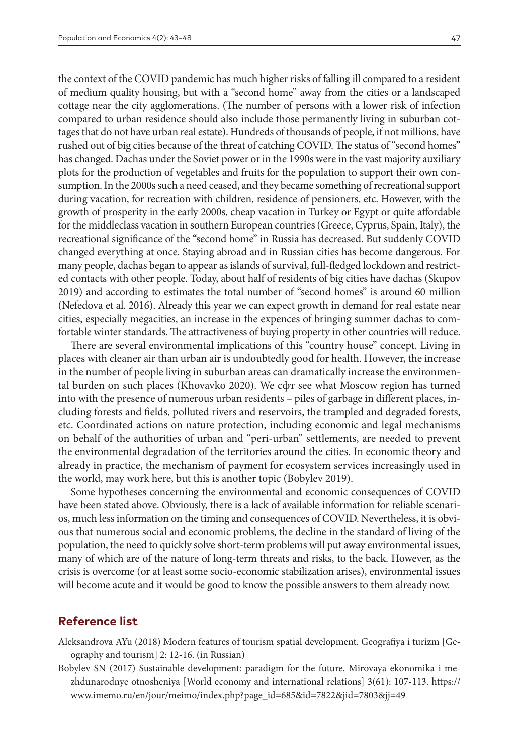the context of the COVID pandemic has much higher risks of falling ill compared to a resident of medium quality housing, but with a "second home" away from the cities or a landscaped cottage near the city agglomerations. (The number of persons with a lower risk of infection compared to urban residence should also include those permanently living in suburban cottages that do not have urban real estate). Hundreds of thousands of people, if not millions, have rushed out of big cities because of the threat of catching COVID. The status of "second homes" has changed. Dachas under the Soviet power or in the 1990s were in the vast majority auxiliary plots for the production of vegetables and fruits for the population to support their own consumption. In the 2000s such a need ceased, and they became something of recreational support during vacation, for recreation with children, residence of pensioners, etc. However, with the growth of prosperity in the early 2000s, cheap vacation in Turkey or Egypt or quite affordable for the middleclass vacation in southern European countries (Greece, Cyprus, Spain, Italy), the recreational significance of the "second home" in Russia has decreased. But suddenly COVID changed everything at once. Staying abroad and in Russian cities has become dangerous. For many people, dachas began to appear as islands of survival, full-fledged lockdown and restricted contacts with other people. Today, about half of residents of big cities have dachas (Skupov 2019) and according to estimates the total number of "second homes" is around 60 million (Nefedova et al. 2016). Already this year we can expect growth in demand for real estate near cities, especially megacities, an increase in the expences of bringing summer dachas to comfortable winter standards. The attractiveness of buying property in other countries will reduce.

There are several environmental implications of this "country house" concept. Living in places with cleaner air than urban air is undoubtedly good for health. However, the increase in the number of people living in suburban areas can dramatically increase the environmental burden on such places (Khovavko 2020). We сфт see what Moscow region has turned into with the presence of numerous urban residents – piles of garbage in different places, including forests and fields, polluted rivers and reservoirs, the trampled and degraded forests, etc. Coordinated actions on nature protection, including economic and legal mechanisms on behalf of the authorities of urban and "peri-urban" settlements, are needed to prevent the environmental degradation of the territories around the cities. In economic theory and already in practice, the mechanism of payment for ecosystem services increasingly used in the world, may work here, but this is another topic (Bobylev 2019).

Some hypotheses concerning the environmental and economic consequences of COVID have been stated above. Obviously, there is a lack of available information for reliable scenarios, much less information on the timing and consequences of COVID. Nevertheless, it is obvious that numerous social and economic problems, the decline in the standard of living of the population, the need to quickly solve short-term problems will put away environmental issues, many of which are of the nature of long-term threats and risks, to the back. However, as the crisis is overcome (or at least some socio-economic stabilization arises), environmental issues will become acute and it would be good to know the possible answers to them already now.

## Reference list

Aleksandrova AYu (2018) Modern features of tourism spatial development. Geografiya i turizm [Geography and tourism] 2: 12-16. (in Russian)

Bobylev SN (2017) Sustainable development: paradigm for the future. Mirovaya ekonomika i mezhdunarodnye otnosheniya [World economy and international relations] 3(61): 107-113. https://www.imemo.ru/en/jour/meimo/index.php?page_id=685&id=7822&jid=7803&jj=49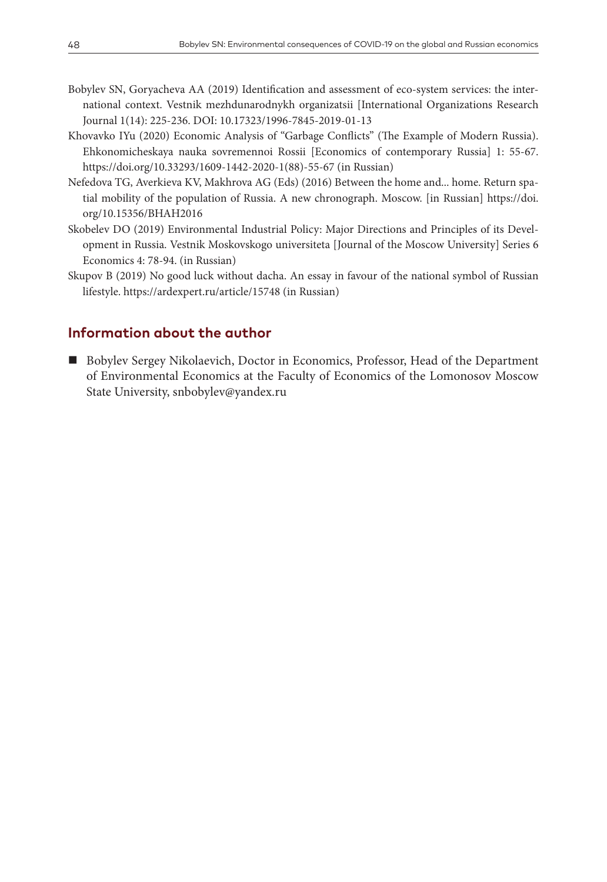Bobylev SN, Goryacheva AA (2019) Identification and assessment of eco-system services: the international context. Vestnik mezhdunarodnykh organizatsii [International Organizations Research Journal 1(14): 225-236. DOI: 10.17323/1996-7845-2019-01-13

Khovavko IYu (2020) Economic Analysis of "Garbage Conflicts" (The Example of Modern Russia). Ehkonomicheskaya nauka sovremennoi Rossii [Economics of contemporary Russia] 1: 55-67. https://doi.org/10.33293/1609-1442-2020-1(88)-55-67 (in Russian)

Nefedova TG, Averkieva KV, Makhrova AG (Eds) (2016) Between the home and... home. Return spatial mobility of the population of Russia. A new chronograph. Moscow. [in Russian] https://doi.org/10.15356/BHAH2016

Skobelev DO (2019) Environmental Industrial Policy: Major Directions and Principles of its Development in Russia. Vestnik Moskovskogo universiteta [Journal of the Moscow University] Series 6 Economics 4: 78-94. (in Russian)

Skupov B (2019) No good luck without dacha. An essay in favour of the national symbol of Russian lifestyle. https://ardexpert.ru/article/15748 (in Russian)

## Information about the author

- Bobylev Sergey Nikolaevich, Doctor in Economics, Professor, Head of the Department of Environmental Economics at the Faculty of Economics of the Lomonosov Moscow State University, snbobylev@yandex.ru